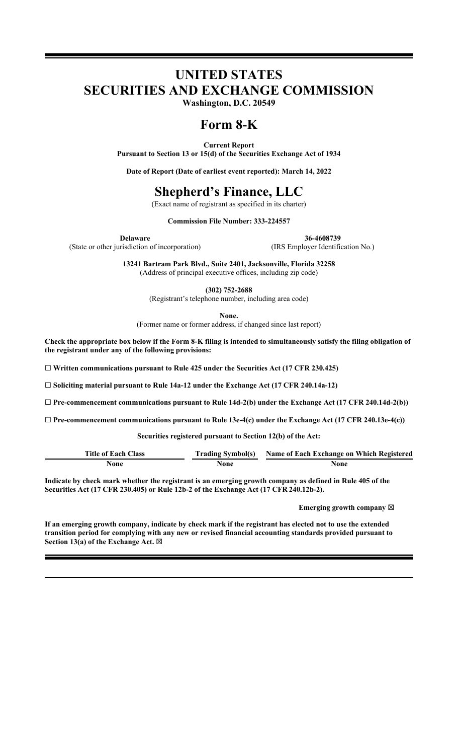# UNITED STATES SECURITIES AND EXCHANGE COMMISSION

**Washington, D.C. 20549**

# Form 8-K

**Current Report**
**Pursuant to Section 13 or 15(d) of the Securities Exchange Act of 1934**

**Date of Report (Date of earliest event reported): March 14, 2022**

# Shepherd's Finance, LLC

(Exact name of registrant as specified in its charter)

**Commission File Number: 333-224557**

| **Delaware** | **36-4608739** |
|---|---|
| (State or other jurisdiction of incorporation) | (IRS Employer Identification No.) |

**13241 Bartram Park Blvd., Suite 2401, Jacksonville, Florida 32258**
(Address of principal executive offices, including zip code)

**(302) 752-2688**
(Registrant's telephone number, including area code)

**None.**
(Former name or former address, if changed since last report)

**Check the appropriate box below if the Form 8-K filing is intended to simultaneously satisfy the filing obligation of the registrant under any of the following provisions:**

☐ **Written communications pursuant to Rule 425 under the Securities Act (17 CFR 230.425)**

☐ **Soliciting material pursuant to Rule 14a-12 under the Exchange Act (17 CFR 240.14a-12)**

☐ **Pre-commencement communications pursuant to Rule 14d-2(b) under the Exchange Act (17 CFR 240.14d-2(b))**

☐ **Pre-commencement communications pursuant to Rule 13e-4(c) under the Exchange Act (17 CFR 240.13e-4(c))**

**Securities registered pursuant to Section 12(b) of the Act:**

| Title of Each Class | Trading Symbol(s) | Name of Each Exchange on Which Registered |
|---|---|---|
| None | None | None |

**Indicate by check mark whether the registrant is an emerging growth company as defined in Rule 405 of the Securities Act (17 CFR 230.405) or Rule 12b-2 of the Exchange Act (17 CFR 240.12b-2).**

**Emerging growth company** ☒

**If an emerging growth company, indicate by check mark if the registrant has elected not to use the extended transition period for complying with any new or revised financial accounting standards provided pursuant to Section 13(a) of the Exchange Act.** ☒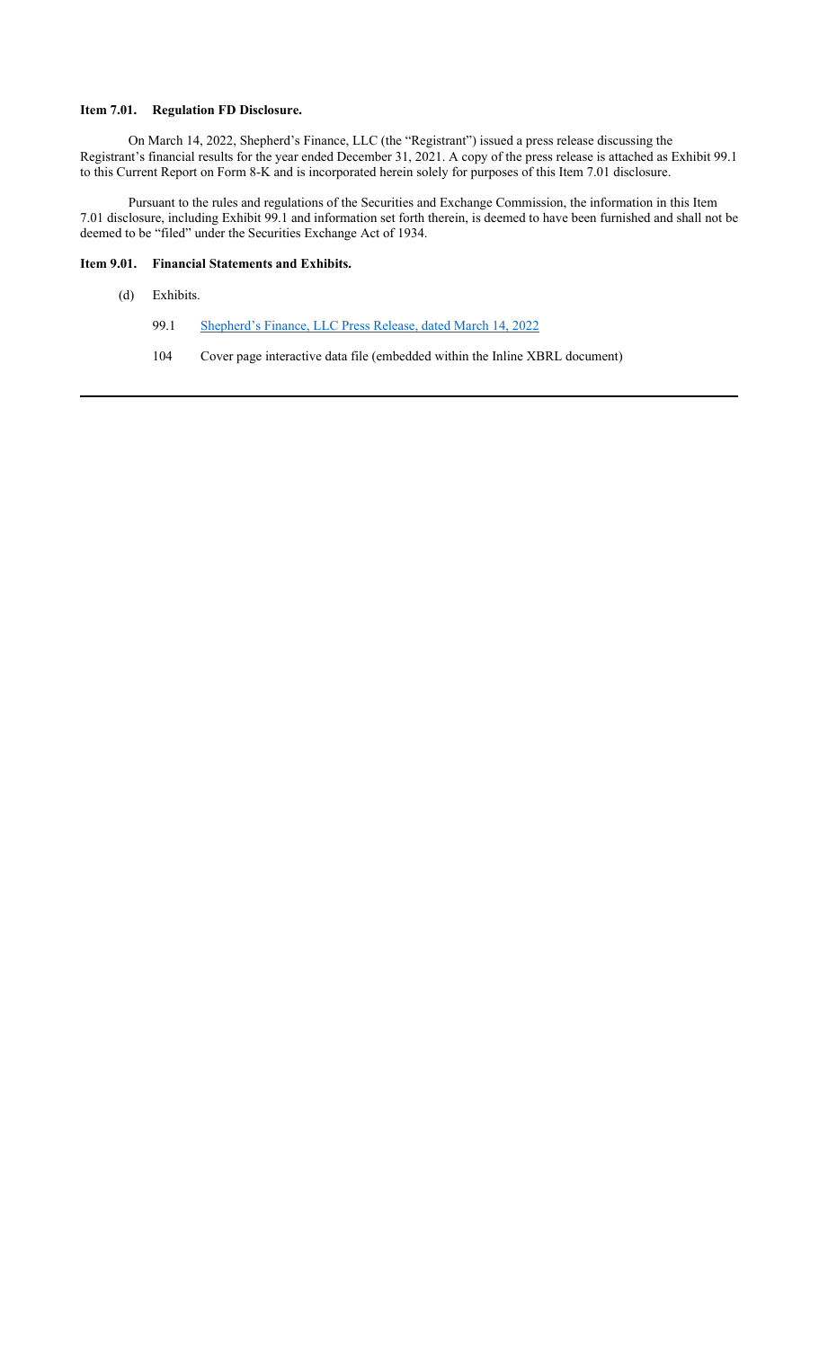**Item 7.01. Regulation FD Disclosure.**

On March 14, 2022, Shepherd's Finance, LLC (the "Registrant") issued a press release discussing the Registrant's financial results for the year ended December 31, 2021. A copy of the press release is attached as Exhibit 99.1 to this Current Report on Form 8-K and is incorporated herein solely for purposes of this Item 7.01 disclosure.

Pursuant to the rules and regulations of the Securities and Exchange Commission, the information in this Item 7.01 disclosure, including Exhibit 99.1 and information set forth therein, is deemed to have been furnished and shall not be deemed to be "filed" under the Securities Exchange Act of 1934.

**Item 9.01. Financial Statements and Exhibits.**

(d) Exhibits.

99.1 Shepherd's Finance, LLC Press Release, dated March 14, 2022

104 Cover page interactive data file (embedded within the Inline XBRL document)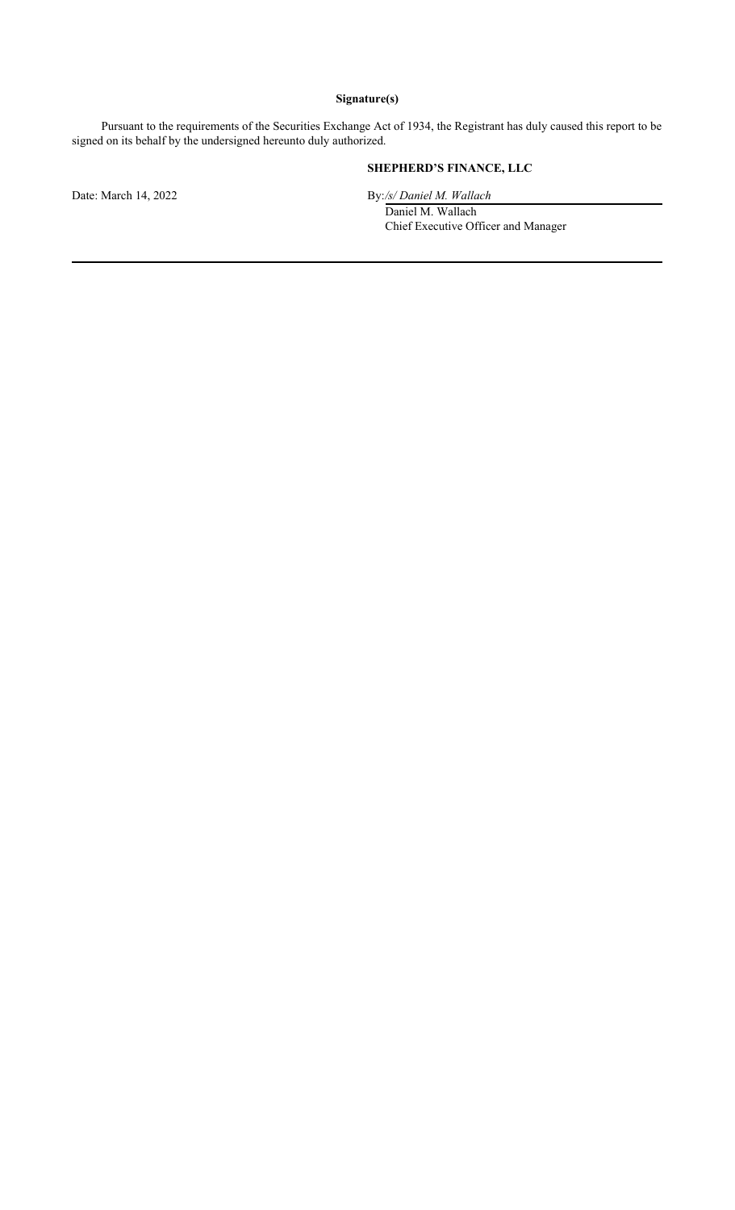**Signature(s)**

Pursuant to the requirements of the Securities Exchange Act of 1934, the Registrant has duly caused this report to be signed on its behalf by the undersigned hereunto duly authorized.

**SHEPHERD'S FINANCE, LLC**

Date: March 14, 2022

By: */s/ Daniel M. Wallach*

Daniel M. Wallach

Chief Executive Officer and Manager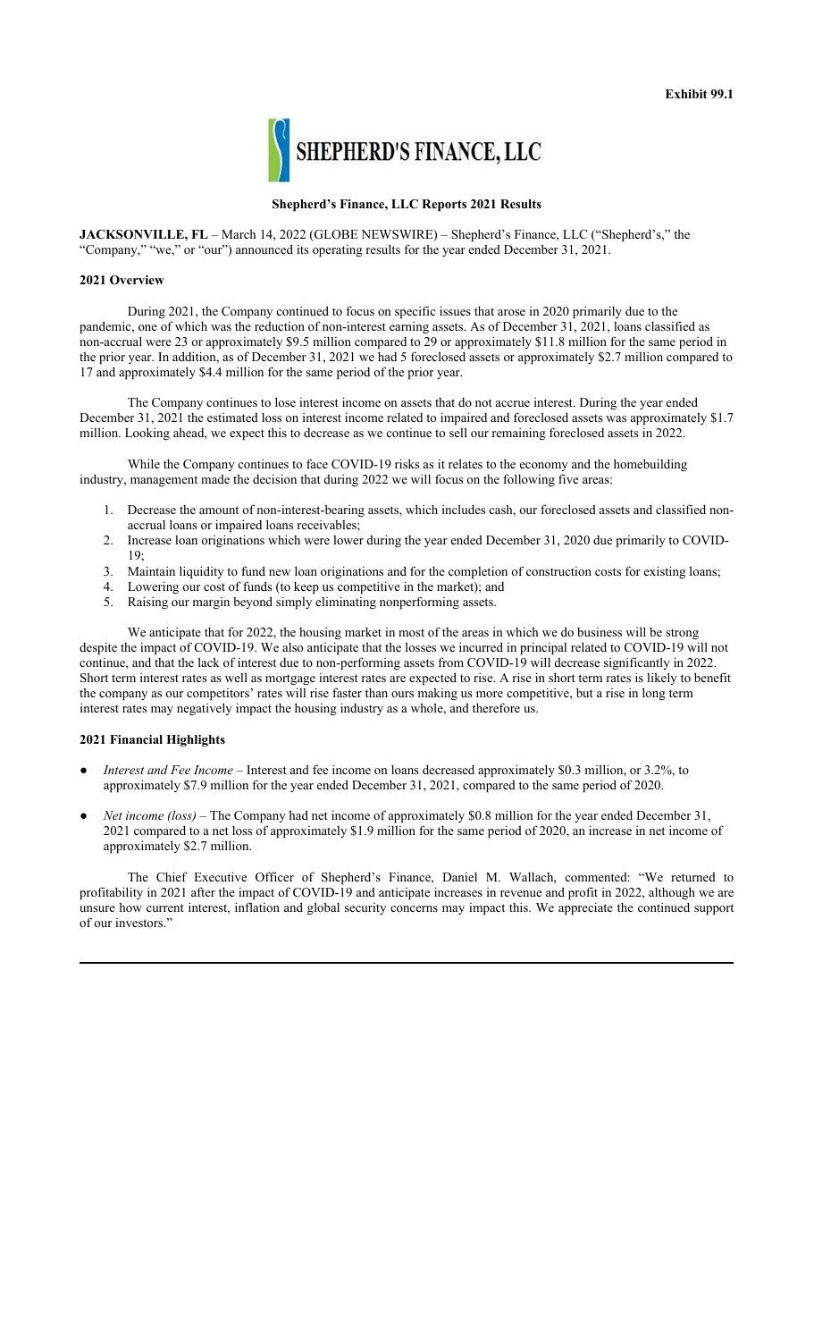**Exhibit 99.1**

SHEPHERD'S FINANCE, LLC

**Shepherd's Finance, LLC Reports 2021 Results**

**JACKSONVILLE, FL** – March 14, 2022 (GLOBE NEWSWIRE) – Shepherd's Finance, LLC ("Shepherd's," the "Company," "we," or "our") announced its operating results for the year ended December 31, 2021.

**2021 Overview**

During 2021, the Company continued to focus on specific issues that arose in 2020 primarily due to the pandemic, one of which was the reduction of non-interest earning assets. As of December 31, 2021, loans classified as non-accrual were 23 or approximately $9.5 million compared to 29 or approximately $11.8 million for the same period in the prior year. In addition, as of December 31, 2021 we had 5 foreclosed assets or approximately $2.7 million compared to 17 and approximately $4.4 million for the same period of the prior year.

The Company continues to lose interest income on assets that do not accrue interest. During the year ended December 31, 2021 the estimated loss on interest income related to impaired and foreclosed assets was approximately $1.7 million. Looking ahead, we expect this to decrease as we continue to sell our remaining foreclosed assets in 2022.

While the Company continues to face COVID-19 risks as it relates to the economy and the homebuilding industry, management made the decision that during 2022 we will focus on the following five areas:

1. Decrease the amount of non-interest-bearing assets, which includes cash, our foreclosed assets and classified non-accrual loans or impaired loans receivables;
2. Increase loan originations which were lower during the year ended December 31, 2020 due primarily to COVID-19;
3. Maintain liquidity to fund new loan originations and for the completion of construction costs for existing loans;
4. Lowering our cost of funds (to keep us competitive in the market); and
5. Raising our margin beyond simply eliminating nonperforming assets.

We anticipate that for 2022, the housing market in most of the areas in which we do business will be strong despite the impact of COVID-19. We also anticipate that the losses we incurred in principal related to COVID-19 will not continue, and that the lack of interest due to non-performing assets from COVID-19 will decrease significantly in 2022. Short term interest rates as well as mortgage interest rates are expected to rise. A rise in short term rates is likely to benefit the company as our competitors' rates will rise faster than ours making us more competitive, but a rise in long term interest rates may negatively impact the housing industry as a whole, and therefore us.

**2021 Financial Highlights**

- *Interest and Fee Income* – Interest and fee income on loans decreased approximately $0.3 million, or 3.2%, to approximately $7.9 million for the year ended December 31, 2021, compared to the same period of 2020.
- *Net income (loss)* – The Company had net income of approximately $0.8 million for the year ended December 31, 2021 compared to a net loss of approximately $1.9 million for the same period of 2020, an increase in net income of approximately $2.7 million.

The Chief Executive Officer of Shepherd's Finance, Daniel M. Wallach, commented: "We returned to profitability in 2021 after the impact of COVID-19 and anticipate increases in revenue and profit in 2022, although we are unsure how current interest, inflation and global security concerns may impact this. We appreciate the continued support of our investors."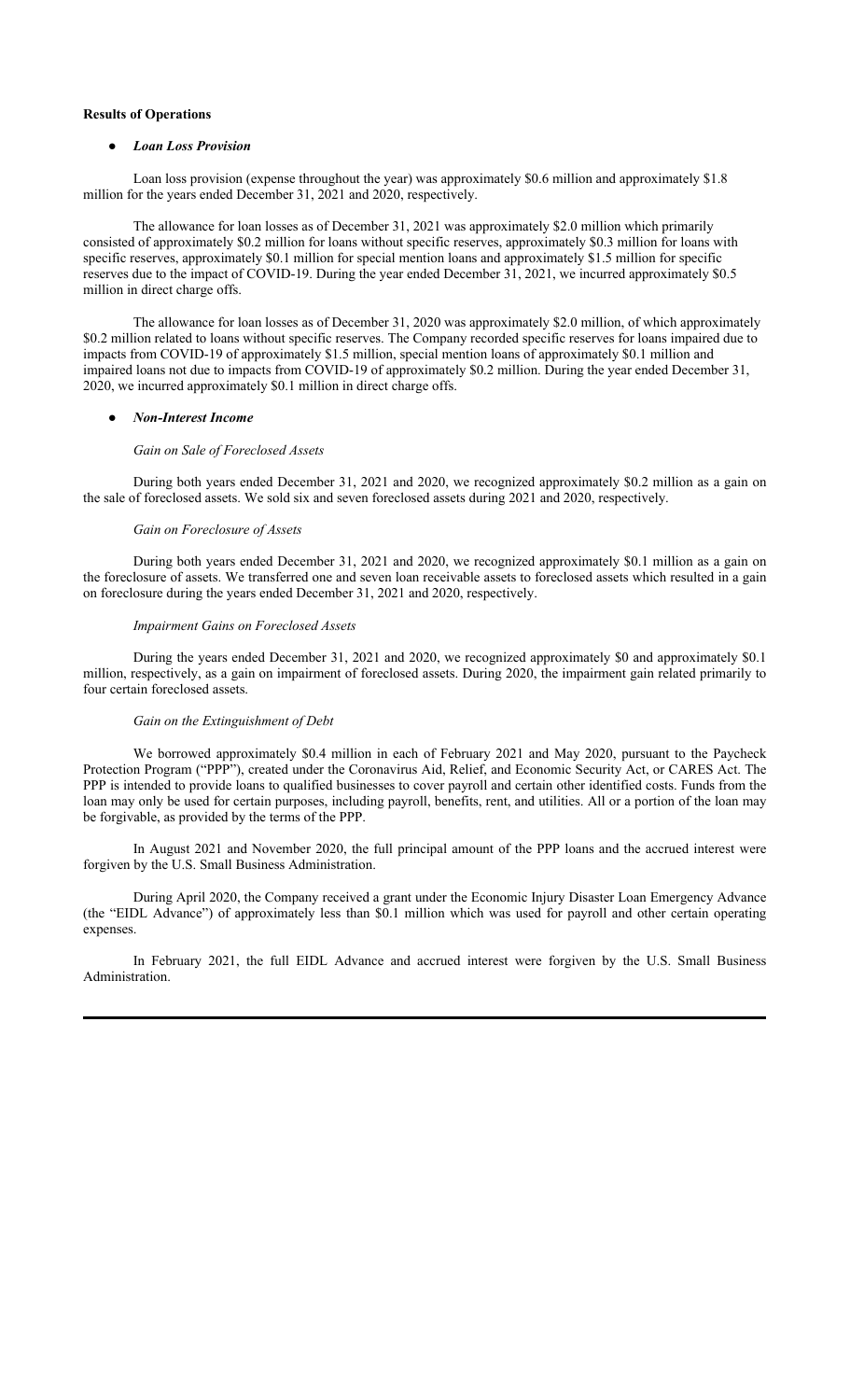**Results of Operations**

- ***Loan Loss Provision***

Loan loss provision (expense throughout the year) was approximately $0.6 million and approximately $1.8 million for the years ended December 31, 2021 and 2020, respectively.

The allowance for loan losses as of December 31, 2021 was approximately $2.0 million which primarily consisted of approximately $0.2 million for loans without specific reserves, approximately $0.3 million for loans with specific reserves, approximately $0.1 million for special mention loans and approximately $1.5 million for specific reserves due to the impact of COVID-19. During the year ended December 31, 2021, we incurred approximately $0.5 million in direct charge offs.

The allowance for loan losses as of December 31, 2020 was approximately $2.0 million, of which approximately $0.2 million related to loans without specific reserves. The Company recorded specific reserves for loans impaired due to impacts from COVID-19 of approximately $1.5 million, special mention loans of approximately $0.1 million and impaired loans not due to impacts from COVID-19 of approximately $0.2 million. During the year ended December 31, 2020, we incurred approximately $0.1 million in direct charge offs.

- ***Non-Interest Income***

*Gain on Sale of Foreclosed Assets*

During both years ended December 31, 2021 and 2020, we recognized approximately $0.2 million as a gain on the sale of foreclosed assets. We sold six and seven foreclosed assets during 2021 and 2020, respectively.

*Gain on Foreclosure of Assets*

During both years ended December 31, 2021 and 2020, we recognized approximately $0.1 million as a gain on the foreclosure of assets. We transferred one and seven loan receivable assets to foreclosed assets which resulted in a gain on foreclosure during the years ended December 31, 2021 and 2020, respectively.

*Impairment Gains on Foreclosed Assets*

During the years ended December 31, 2021 and 2020, we recognized approximately $0 and approximately $0.1 million, respectively, as a gain on impairment of foreclosed assets. During 2020, the impairment gain related primarily to four certain foreclosed assets.

*Gain on the Extinguishment of Debt*

We borrowed approximately $0.4 million in each of February 2021 and May 2020, pursuant to the Paycheck Protection Program ("PPP"), created under the Coronavirus Aid, Relief, and Economic Security Act, or CARES Act. The PPP is intended to provide loans to qualified businesses to cover payroll and certain other identified costs. Funds from the loan may only be used for certain purposes, including payroll, benefits, rent, and utilities. All or a portion of the loan may be forgivable, as provided by the terms of the PPP.

In August 2021 and November 2020, the full principal amount of the PPP loans and the accrued interest were forgiven by the U.S. Small Business Administration.

During April 2020, the Company received a grant under the Economic Injury Disaster Loan Emergency Advance (the "EIDL Advance") of approximately less than $0.1 million which was used for payroll and other certain operating expenses.

In February 2021, the full EIDL Advance and accrued interest were forgiven by the U.S. Small Business Administration.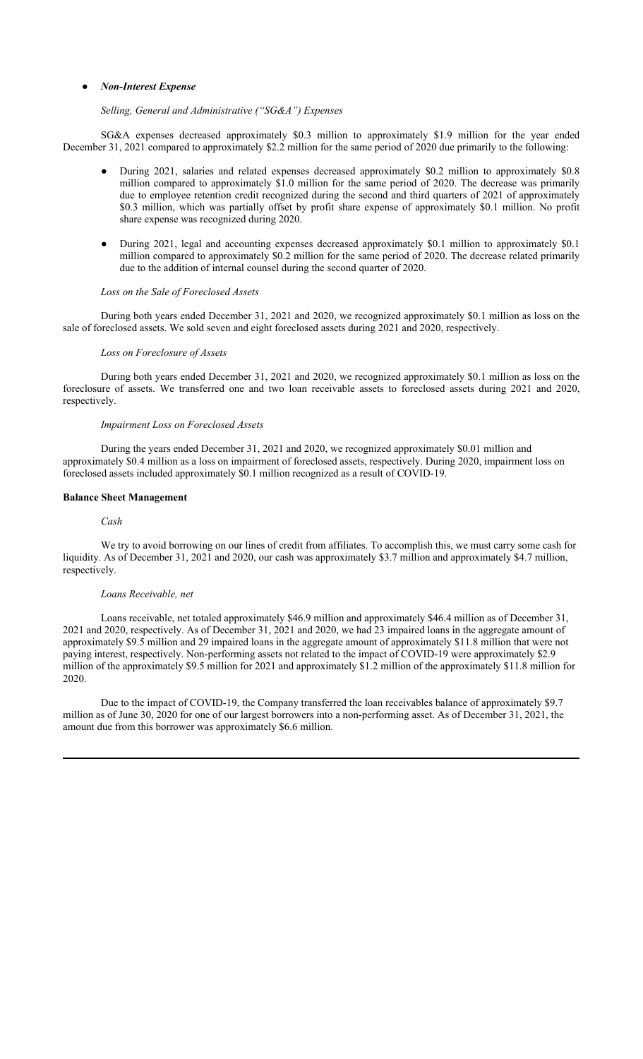- ***Non-Interest Expense***

*Selling, General and Administrative ("SG&A") Expenses*

SG&A expenses decreased approximately $0.3 million to approximately $1.9 million for the year ended December 31, 2021 compared to approximately $2.2 million for the same period of 2020 due primarily to the following:

- During 2021, salaries and related expenses decreased approximately $0.2 million to approximately $0.8 million compared to approximately $1.0 million for the same period of 2020. The decrease was primarily due to employee retention credit recognized during the second and third quarters of 2021 of approximately $0.3 million, which was partially offset by profit share expense of approximately $0.1 million. No profit share expense was recognized during 2020.

- During 2021, legal and accounting expenses decreased approximately $0.1 million to approximately $0.1 million compared to approximately $0.2 million for the same period of 2020. The decrease related primarily due to the addition of internal counsel during the second quarter of 2020.

*Loss on the Sale of Foreclosed Assets*

During both years ended December 31, 2021 and 2020, we recognized approximately $0.1 million as loss on the sale of foreclosed assets. We sold seven and eight foreclosed assets during 2021 and 2020, respectively.

*Loss on Foreclosure of Assets*

During both years ended December 31, 2021 and 2020, we recognized approximately $0.1 million as loss on the foreclosure of assets. We transferred one and two loan receivable assets to foreclosed assets during 2021 and 2020, respectively.

*Impairment Loss on Foreclosed Assets*

During the years ended December 31, 2021 and 2020, we recognized approximately $0.01 million and approximately $0.4 million as a loss on impairment of foreclosed assets, respectively. During 2020, impairment loss on foreclosed assets included approximately $0.1 million recognized as a result of COVID-19.

**Balance Sheet Management**

*Cash*

We try to avoid borrowing on our lines of credit from affiliates. To accomplish this, we must carry some cash for liquidity. As of December 31, 2021 and 2020, our cash was approximately $3.7 million and approximately $4.7 million, respectively.

*Loans Receivable, net*

Loans receivable, net totaled approximately $46.9 million and approximately $46.4 million as of December 31, 2021 and 2020, respectively. As of December 31, 2021 and 2020, we had 23 impaired loans in the aggregate amount of approximately $9.5 million and 29 impaired loans in the aggregate amount of approximately $11.8 million that were not paying interest, respectively. Non-performing assets not related to the impact of COVID-19 were approximately $2.9 million of the approximately $9.5 million for 2021 and approximately $1.2 million of the approximately $11.8 million for 2020.

Due to the impact of COVID-19, the Company transferred the loan receivables balance of approximately $9.7 million as of June 30, 2020 for one of our largest borrowers into a non-performing asset. As of December 31, 2021, the amount due from this borrower was approximately $6.6 million.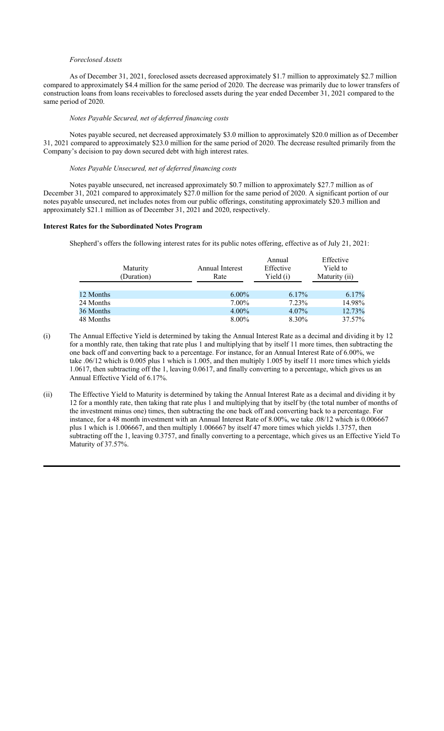*Foreclosed Assets*

As of December 31, 2021, foreclosed assets decreased approximately \$1.7 million to approximately \$2.7 million compared to approximately \$4.4 million for the same period of 2020. The decrease was primarily due to lower transfers of construction loans from loans receivables to foreclosed assets during the year ended December 31, 2021 compared to the same period of 2020.

*Notes Payable Secured, net of deferred financing costs*

Notes payable secured, net decreased approximately \$3.0 million to approximately \$20.0 million as of December 31, 2021 compared to approximately \$23.0 million for the same period of 2020. The decrease resulted primarily from the Company's decision to pay down secured debt with high interest rates.

*Notes Payable Unsecured, net of deferred financing costs*

Notes payable unsecured, net increased approximately \$0.7 million to approximately \$27.7 million as of December 31, 2021 compared to approximately \$27.0 million for the same period of 2020. A significant portion of our notes payable unsecured, net includes notes from our public offerings, constituting approximately \$20.3 million and approximately \$21.1 million as of December 31, 2021 and 2020, respectively.

**Interest Rates for the Subordinated Notes Program**

Shepherd's offers the following interest rates for its public notes offering, effective as of July 21, 2021:

| Maturity (Duration) | Annual Interest Rate | Annual Effective Yield (i) | Effective Yield to Maturity (ii) |
|---|---|---|---|
| 12 Months | 6.00% | 6.17% | 6.17% |
| 24 Months | 7.00% | 7.23% | 14.98% |
| 36 Months | 4.00% | 4.07% | 12.73% |
| 48 Months | 8.00% | 8.30% | 37.57% |

(i) The Annual Effective Yield is determined by taking the Annual Interest Rate as a decimal and dividing it by 12 for a monthly rate, then taking that rate plus 1 and multiplying that by itself 11 more times, then subtracting the one back off and converting back to a percentage. For instance, for an Annual Interest Rate of 6.00%, we take .06/12 which is 0.005 plus 1 which is 1.005, and then multiply 1.005 by itself 11 more times which yields 1.0617, then subtracting off the 1, leaving 0.0617, and finally converting to a percentage, which gives us an Annual Effective Yield of 6.17%.

(ii) The Effective Yield to Maturity is determined by taking the Annual Interest Rate as a decimal and dividing it by 12 for a monthly rate, then taking that rate plus 1 and multiplying that by itself by (the total number of months of the investment minus one) times, then subtracting the one back off and converting back to a percentage. For instance, for a 48 month investment with an Annual Interest Rate of 8.00%, we take .08/12 which is 0.006667 plus 1 which is 1.006667, and then multiply 1.006667 by itself 47 more times which yields 1.3757, then subtracting off the 1, leaving 0.3757, and finally converting to a percentage, which gives us an Effective Yield To Maturity of 37.57%.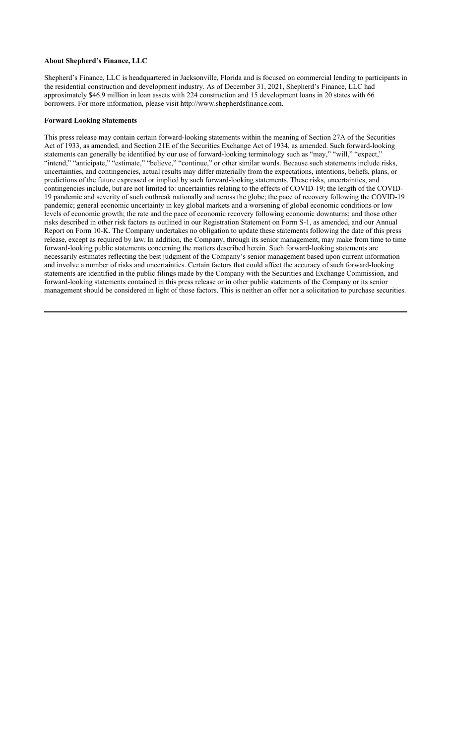**About Shepherd's Finance, LLC**

Shepherd's Finance, LLC is headquartered in Jacksonville, Florida and is focused on commercial lending to participants in the residential construction and development industry. As of December 31, 2021, Shepherd's Finance, LLC had approximately $46.9 million in loan assets with 224 construction and 15 development loans in 20 states with 66 borrowers. For more information, please visit http://www.shepherdsfinance.com.

**Forward Looking Statements**

This press release may contain certain forward-looking statements within the meaning of Section 27A of the Securities Act of 1933, as amended, and Section 21E of the Securities Exchange Act of 1934, as amended. Such forward-looking statements can generally be identified by our use of forward-looking terminology such as "may," "will," "expect," "intend," "anticipate," "estimate," "believe," "continue," or other similar words. Because such statements include risks, uncertainties, and contingencies, actual results may differ materially from the expectations, intentions, beliefs, plans, or predictions of the future expressed or implied by such forward-looking statements. These risks, uncertainties, and contingencies include, but are not limited to: uncertainties relating to the effects of COVID-19; the length of the COVID-19 pandemic and severity of such outbreak nationally and across the globe; the pace of recovery following the COVID-19 pandemic; general economic uncertainty in key global markets and a worsening of global economic conditions or low levels of economic growth; the rate and the pace of economic recovery following economic downturns; and those other risks described in other risk factors as outlined in our Registration Statement on Form S-1, as amended, and our Annual Report on Form 10-K. The Company undertakes no obligation to update these statements following the date of this press release, except as required by law. In addition, the Company, through its senior management, may make from time to time forward-looking public statements concerning the matters described herein. Such forward-looking statements are necessarily estimates reflecting the best judgment of the Company's senior management based upon current information and involve a number of risks and uncertainties. Certain factors that could affect the accuracy of such forward-looking statements are identified in the public filings made by the Company with the Securities and Exchange Commission, and forward-looking statements contained in this press release or in other public statements of the Company or its senior management should be considered in light of those factors. This is neither an offer nor a solicitation to purchase securities.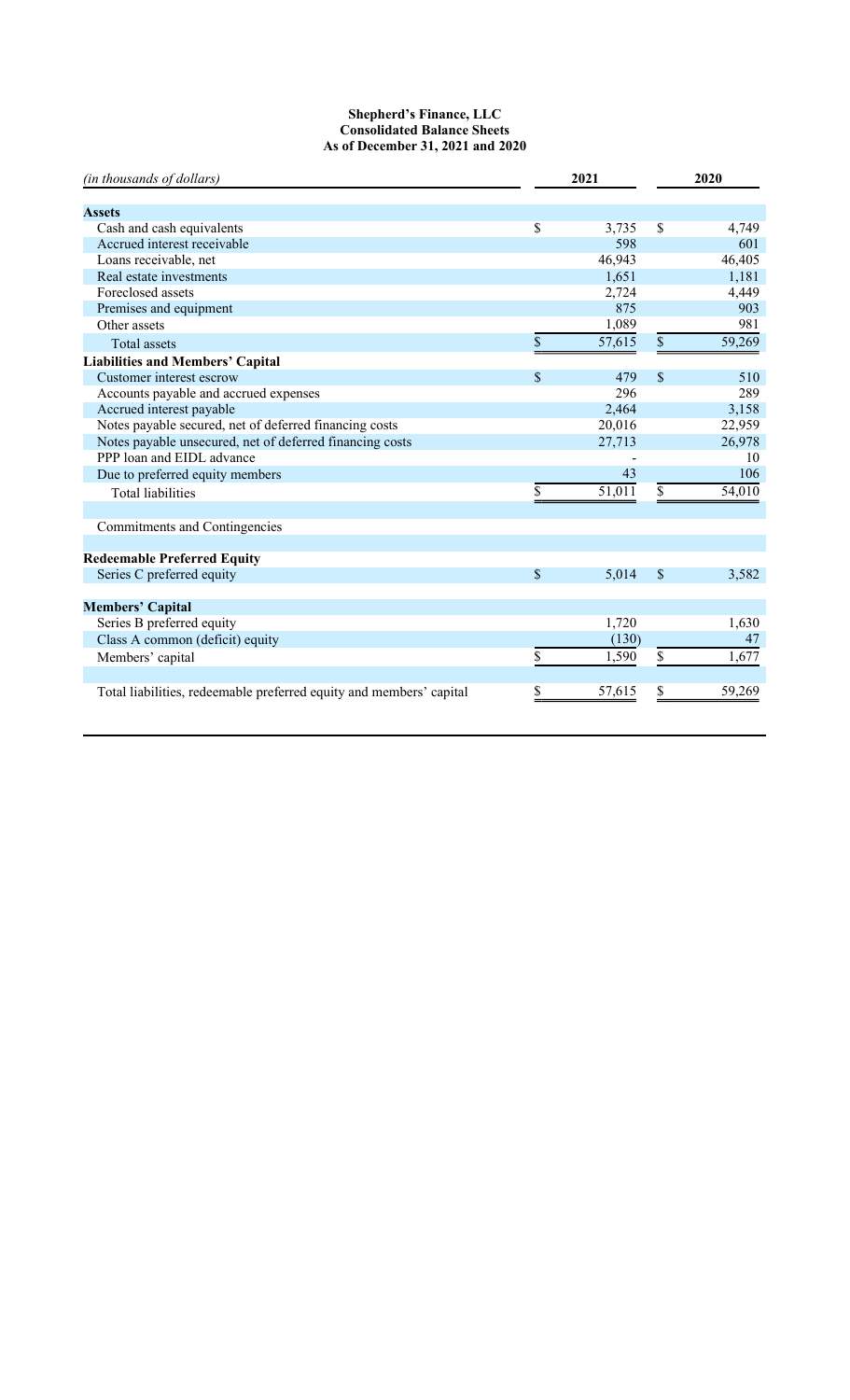**Shepherd's Finance, LLC**
**Consolidated Balance Sheets**
**As of December 31, 2021 and 2020**

| *(in thousands of dollars)* | 2021 | 2020 |
|---|---|---|
| **Assets** | | |
| Cash and cash equivalents | $ 3,735 | $ 4,749 |
| Accrued interest receivable | 598 | 601 |
| Loans receivable, net | 46,943 | 46,405 |
| Real estate investments | 1,651 | 1,181 |
| Foreclosed assets | 2,724 | 4,449 |
| Premises and equipment | 875 | 903 |
| Other assets | 1,089 | 981 |
| Total assets | $ 57,615 | $ 59,269 |
| **Liabilities and Members' Capital** | | |
| Customer interest escrow | $ 479 | $ 510 |
| Accounts payable and accrued expenses | 296 | 289 |
| Accrued interest payable | 2,464 | 3,158 |
| Notes payable secured, net of deferred financing costs | 20,016 | 22,959 |
| Notes payable unsecured, net of deferred financing costs | 27,713 | 26,978 |
| PPP loan and EIDL advance | - | 10 |
| Due to preferred equity members | 43 | 106 |
| Total liabilities | $ 51,011 | $ 54,010 |
| | | |
| Commitments and Contingencies | | |
| | | |
| **Redeemable Preferred Equity** | | |
| Series C preferred equity | $ 5,014 | $ 3,582 |
| | | |
| **Members' Capital** | | |
| Series B preferred equity | 1,720 | 1,630 |
| Class A common (deficit) equity | (130) | 47 |
| Members' capital | $ 1,590 | $ 1,677 |
| | | |
| Total liabilities, redeemable preferred equity and members' capital | $ 57,615 | $ 59,269 |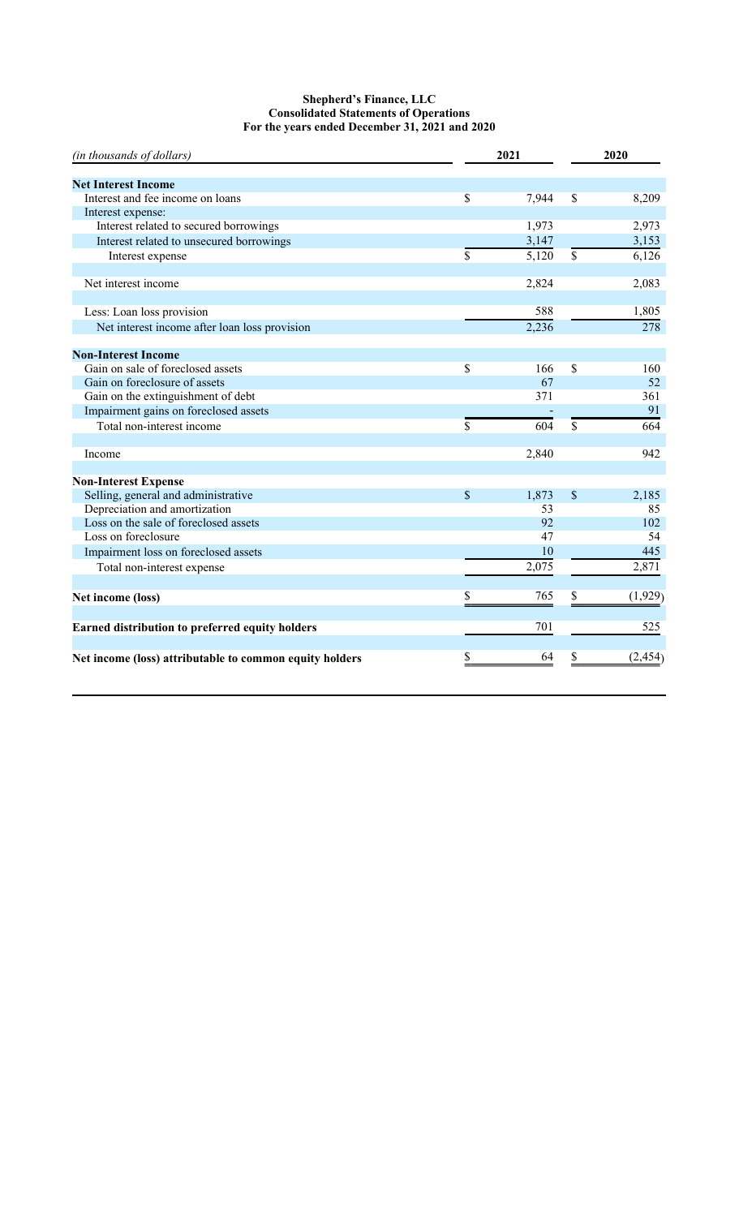**Shepherd's Finance, LLC**
**Consolidated Statements of Operations**
**For the years ended December 31, 2021 and 2020**

| *(in thousands of dollars)* | 2021 | 2020 |
|---|---|---|
| **Net Interest Income** | | |
| Interest and fee income on loans | $ 7,944 | $ 8,209 |
| Interest expense: | | |
| Interest related to secured borrowings | 1,973 | 2,973 |
| Interest related to unsecured borrowings | 3,147 | 3,153 |
| Interest expense | $ 5,120 | $ 6,126 |
| Net interest income | 2,824 | 2,083 |
| Less: Loan loss provision | 588 | 1,805 |
| Net interest income after loan loss provision | 2,236 | 278 |
| **Non-Interest Income** | | |
| Gain on sale of foreclosed assets | $ 166 | $ 160 |
| Gain on foreclosure of assets | 67 | 52 |
| Gain on the extinguishment of debt | 371 | 361 |
| Impairment gains on foreclosed assets | - | 91 |
| Total non-interest income | $ 604 | $ 664 |
| Income | 2,840 | 942 |
| **Non-Interest Expense** | | |
| Selling, general and administrative | $ 1,873 | $ 2,185 |
| Depreciation and amortization | 53 | 85 |
| Loss on the sale of foreclosed assets | 92 | 102 |
| Loss on foreclosure | 47 | 54 |
| Impairment loss on foreclosed assets | 10 | 445 |
| Total non-interest expense | 2,075 | 2,871 |
| **Net income (loss)** | $ 765 | $ (1,929) |
| **Earned distribution to preferred equity holders** | 701 | 525 |
| **Net income (loss) attributable to common equity holders** | $ 64 | $ (2,454) |